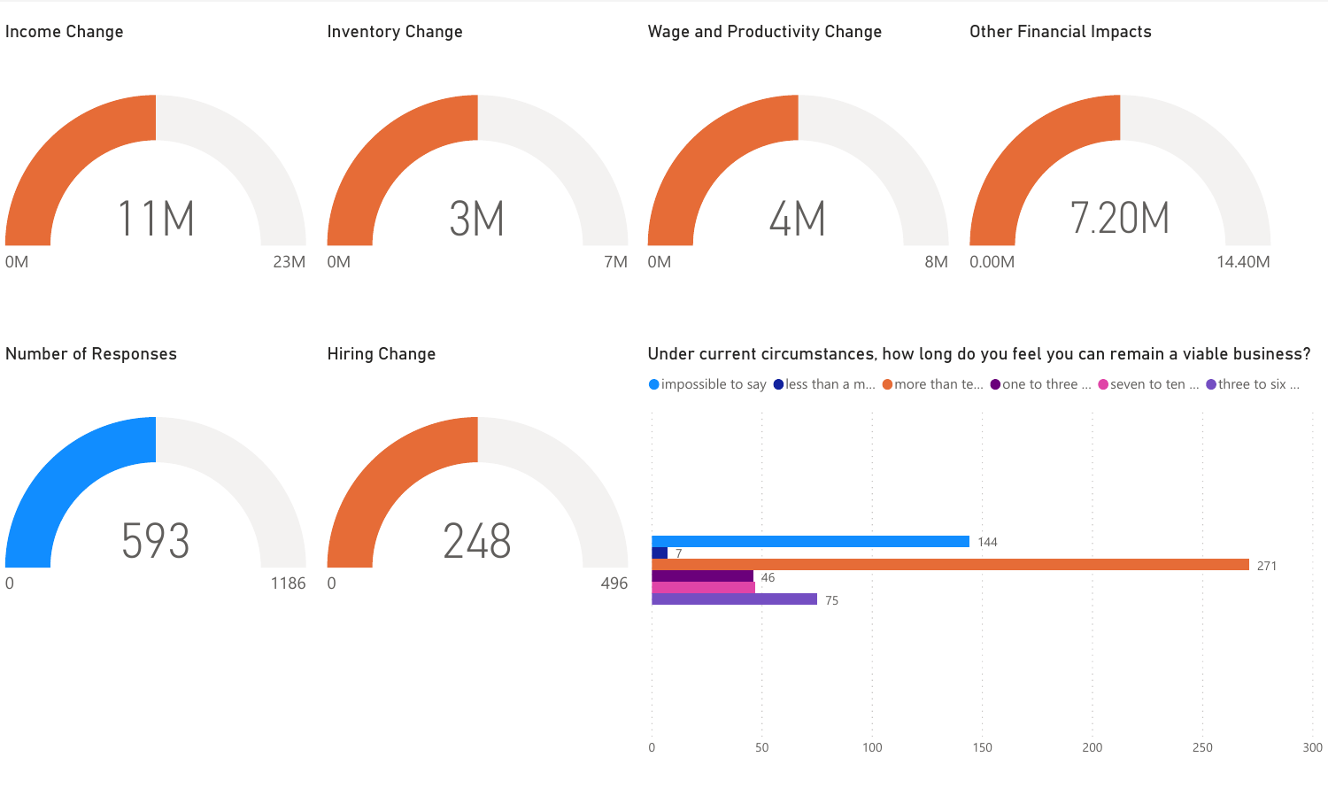## Income Change

11M

0M — 23M

## Inventory Change

3M

0M — 7M

## Wage and Productivity Change

4M

0M — 8M

## Other Financial Impacts

7.20M

0.00M — 14.40M

## Number of Responses

593

0 — 1186

## Hiring Change

248

0 — 496

## Under current circumstances, how long do you feel you can remain a viable business?

| Response | Count |
|---|---|
| impossible to say | 144 |
| less than a m... | 7 |
| more than te... | 271 |
| one to three ... | 46 |
| seven to ten ... | |
| three to six ... | 75 |

Axis: 0, 50, 100, 150, 200, 250, 300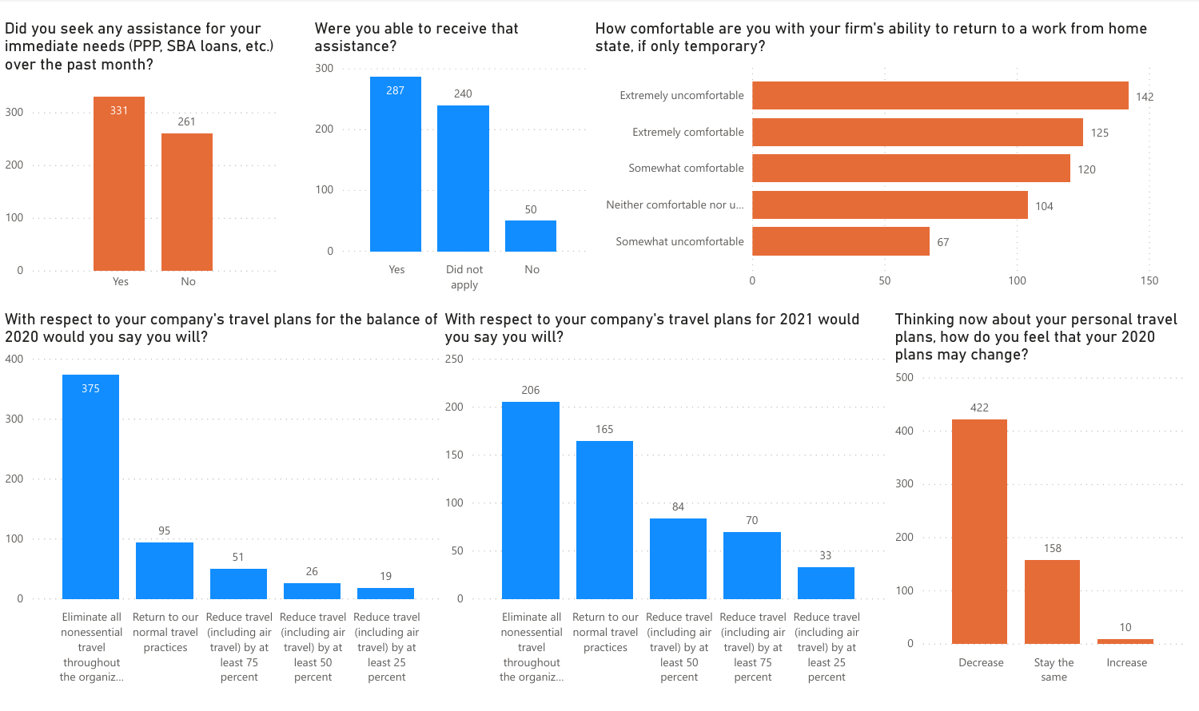Did you seek any assistance for your immediate needs (PPP, SBA loans, etc.) over the past month?

300
200
100
0
331
261
Yes
No

Were you able to receive that assistance?

300
200
100
0
287
240
50
Yes
Did not apply
No

How comfortable are you with your firm's ability to return to a work from home state, if only temporary?

Extremely uncomfortable 142
Extremely comfortable 125
Somewhat comfortable 120
Neither comfortable nor u... 104
Somewhat uncomfortable 67
0
50
100
150

With respect to your company's travel plans for the balance of 2020 would you say you will?

400
300
200
100
0
375
95
51
26
19
Eliminate all nonessential travel throughout the organiz...
Return to our normal travel practices
Reduce travel (including air travel) by at least 75 percent
Reduce travel (including air travel) by at least 50 percent
Reduce travel (including air travel) by at least 25 percent

With respect to your company's travel plans for 2021 would you say you will?

250
200
150
100
50
0
206
165
84
70
33
Eliminate all nonessential travel throughout the organiz...
Return to our normal travel practices
Reduce travel (including air travel) by at least 50 percent
Reduce travel (including air travel) by at least 75 percent
Reduce travel (including air travel) by at least 25 percent

Thinking now about your personal travel plans, how do you feel that your 2020 plans may change?

500
400
300
200
100
0
422
158
10
Decrease
Stay the same
Increase